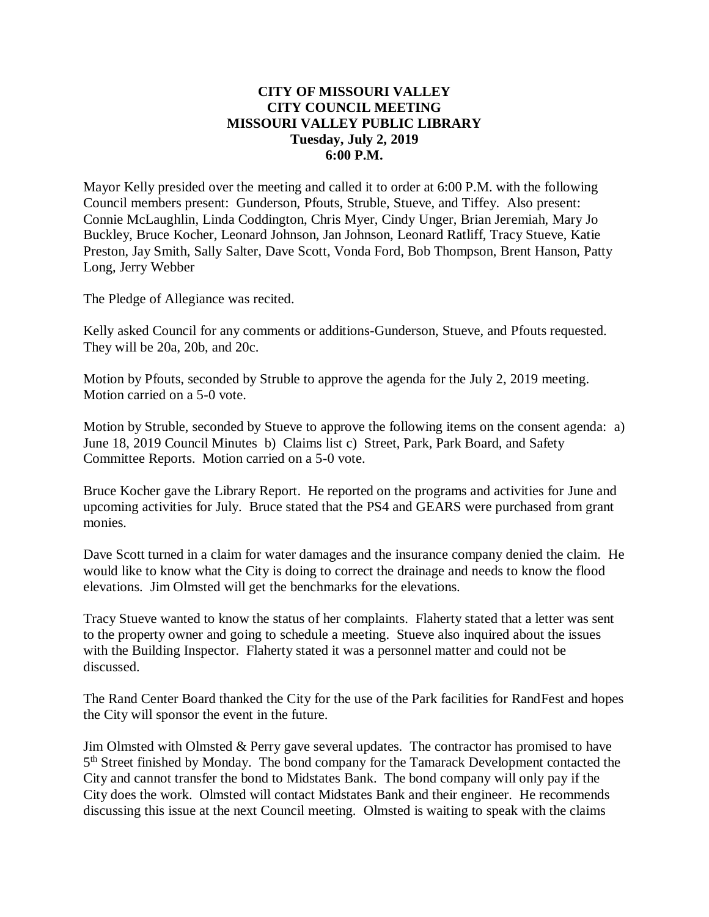**CITY OF MISSOURI VALLEY**
**CITY COUNCIL MEETING**
**MISSOURI VALLEY PUBLIC LIBRARY**
**Tuesday, July 2, 2019**
**6:00 P.M.**

Mayor Kelly presided over the meeting and called it to order at 6:00 P.M. with the following Council members present: Gunderson, Pfouts, Struble, Stueve, and Tiffey. Also present: Connie McLaughlin, Linda Coddington, Chris Myer, Cindy Unger, Brian Jeremiah, Mary Jo Buckley, Bruce Kocher, Leonard Johnson, Jan Johnson, Leonard Ratliff, Tracy Stueve, Katie Preston, Jay Smith, Sally Salter, Dave Scott, Vonda Ford, Bob Thompson, Brent Hanson, Patty Long, Jerry Webber

The Pledge of Allegiance was recited.

Kelly asked Council for any comments or additions-Gunderson, Stueve, and Pfouts requested. They will be 20a, 20b, and 20c.

Motion by Pfouts, seconded by Struble to approve the agenda for the July 2, 2019 meeting. Motion carried on a 5-0 vote.

Motion by Struble, seconded by Stueve to approve the following items on the consent agenda: a) June 18, 2019 Council Minutes b) Claims list c) Street, Park, Park Board, and Safety Committee Reports. Motion carried on a 5-0 vote.

Bruce Kocher gave the Library Report. He reported on the programs and activities for June and upcoming activities for July. Bruce stated that the PS4 and GEARS were purchased from grant monies.

Dave Scott turned in a claim for water damages and the insurance company denied the claim. He would like to know what the City is doing to correct the drainage and needs to know the flood elevations. Jim Olmsted will get the benchmarks for the elevations.

Tracy Stueve wanted to know the status of her complaints. Flaherty stated that a letter was sent to the property owner and going to schedule a meeting. Stueve also inquired about the issues with the Building Inspector. Flaherty stated it was a personnel matter and could not be discussed.

The Rand Center Board thanked the City for the use of the Park facilities for RandFest and hopes the City will sponsor the event in the future.

Jim Olmsted with Olmsted & Perry gave several updates. The contractor has promised to have 5th Street finished by Monday. The bond company for the Tamarack Development contacted the City and cannot transfer the bond to Midstates Bank. The bond company will only pay if the City does the work. Olmsted will contact Midstates Bank and their engineer. He recommends discussing this issue at the next Council meeting. Olmsted is waiting to speak with the claims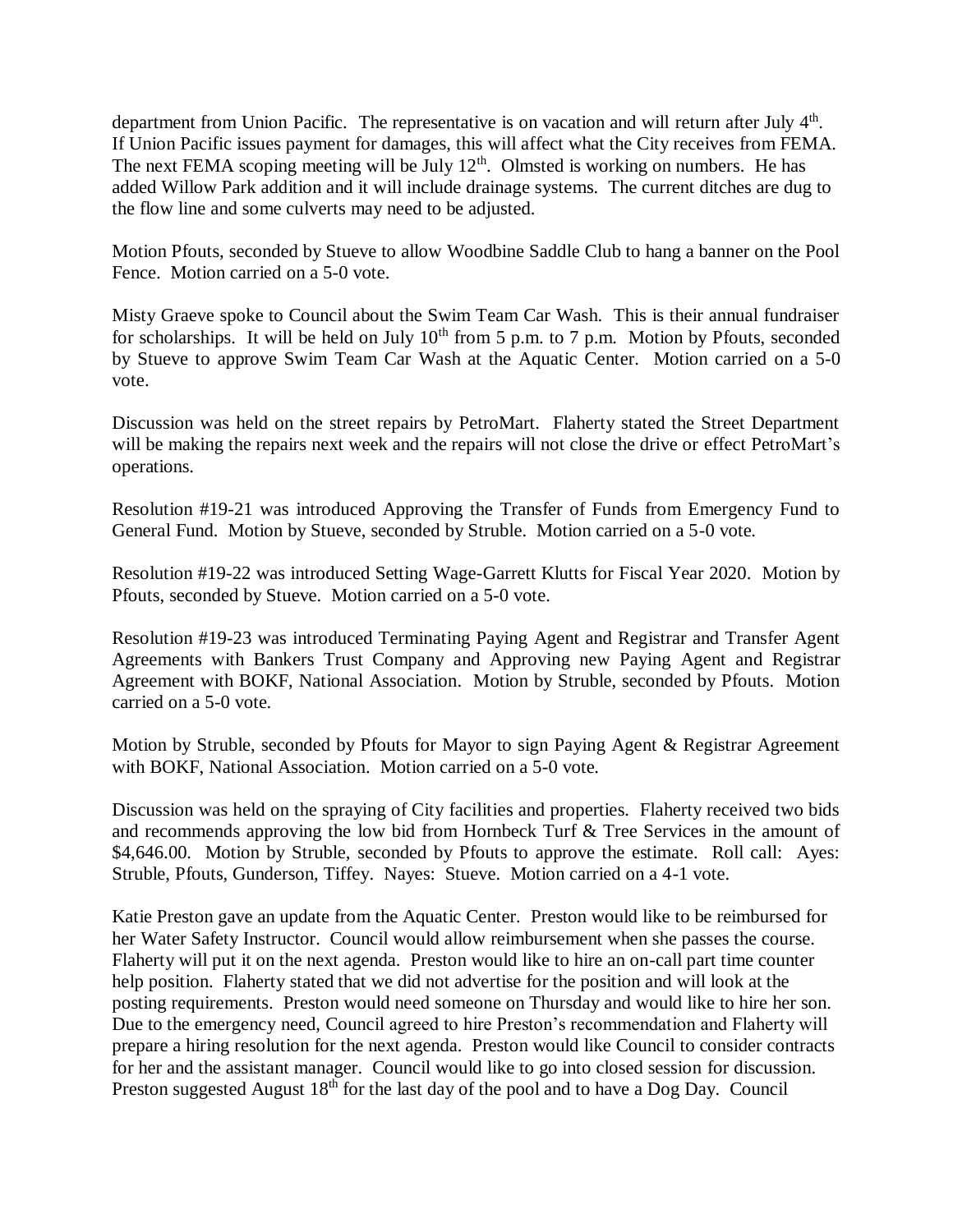department from Union Pacific. The representative is on vacation and will return after July 4th. If Union Pacific issues payment for damages, this will affect what the City receives from FEMA. The next FEMA scoping meeting will be July 12th. Olmsted is working on numbers. He has added Willow Park addition and it will include drainage systems. The current ditches are dug to the flow line and some culverts may need to be adjusted.

Motion Pfouts, seconded by Stueve to allow Woodbine Saddle Club to hang a banner on the Pool Fence. Motion carried on a 5-0 vote.

Misty Graeve spoke to Council about the Swim Team Car Wash. This is their annual fundraiser for scholarships. It will be held on July 10th from 5 p.m. to 7 p.m. Motion by Pfouts, seconded by Stueve to approve Swim Team Car Wash at the Aquatic Center. Motion carried on a 5-0 vote.

Discussion was held on the street repairs by PetroMart. Flaherty stated the Street Department will be making the repairs next week and the repairs will not close the drive or effect PetroMart's operations.

Resolution #19-21 was introduced Approving the Transfer of Funds from Emergency Fund to General Fund. Motion by Stueve, seconded by Struble. Motion carried on a 5-0 vote.

Resolution #19-22 was introduced Setting Wage-Garrett Klutts for Fiscal Year 2020. Motion by Pfouts, seconded by Stueve. Motion carried on a 5-0 vote.

Resolution #19-23 was introduced Terminating Paying Agent and Registrar and Transfer Agent Agreements with Bankers Trust Company and Approving new Paying Agent and Registrar Agreement with BOKF, National Association. Motion by Struble, seconded by Pfouts. Motion carried on a 5-0 vote.

Motion by Struble, seconded by Pfouts for Mayor to sign Paying Agent & Registrar Agreement with BOKF, National Association. Motion carried on a 5-0 vote.

Discussion was held on the spraying of City facilities and properties. Flaherty received two bids and recommends approving the low bid from Hornbeck Turf & Tree Services in the amount of $4,646.00. Motion by Struble, seconded by Pfouts to approve the estimate. Roll call: Ayes: Struble, Pfouts, Gunderson, Tiffey. Nayes: Stueve. Motion carried on a 4-1 vote.

Katie Preston gave an update from the Aquatic Center. Preston would like to be reimbursed for her Water Safety Instructor. Council would allow reimbursement when she passes the course. Flaherty will put it on the next agenda. Preston would like to hire an on-call part time counter help position. Flaherty stated that we did not advertise for the position and will look at the posting requirements. Preston would need someone on Thursday and would like to hire her son. Due to the emergency need, Council agreed to hire Preston's recommendation and Flaherty will prepare a hiring resolution for the next agenda. Preston would like Council to consider contracts for her and the assistant manager. Council would like to go into closed session for discussion. Preston suggested August 18th for the last day of the pool and to have a Dog Day. Council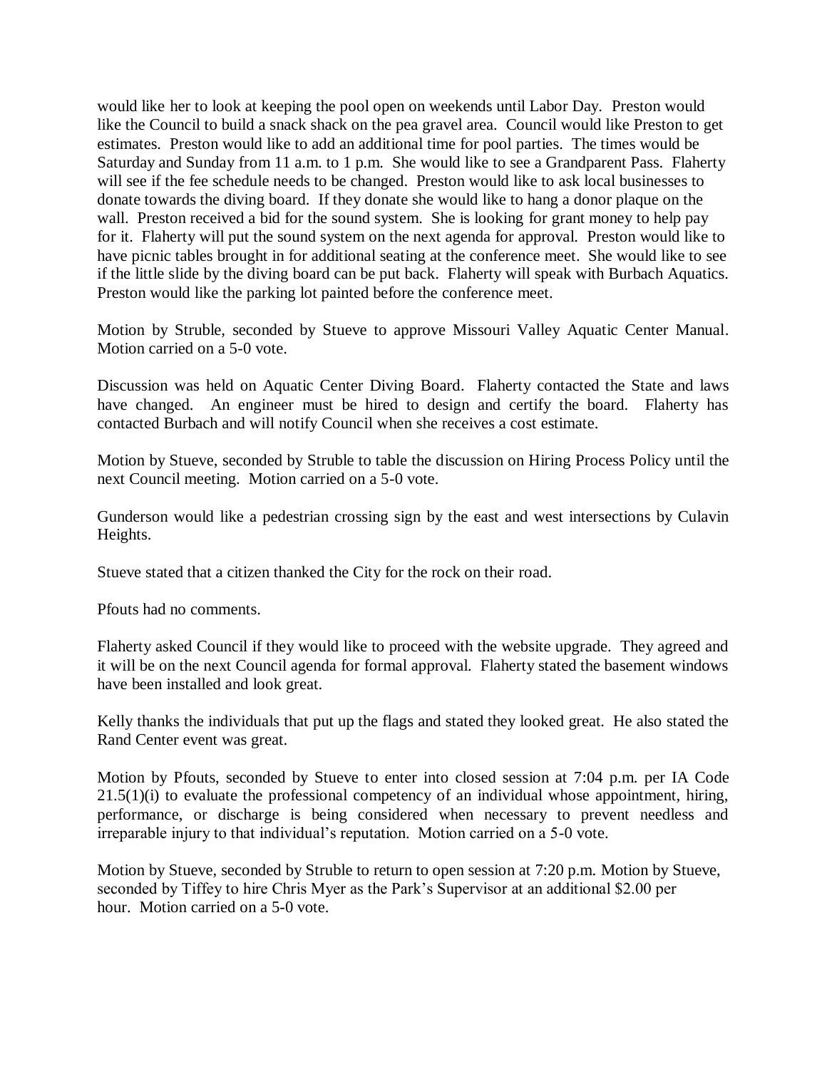would like her to look at keeping the pool open on weekends until Labor Day. Preston would like the Council to build a snack shack on the pea gravel area. Council would like Preston to get estimates. Preston would like to add an additional time for pool parties. The times would be Saturday and Sunday from 11 a.m. to 1 p.m. She would like to see a Grandparent Pass. Flaherty will see if the fee schedule needs to be changed. Preston would like to ask local businesses to donate towards the diving board. If they donate she would like to hang a donor plaque on the wall. Preston received a bid for the sound system. She is looking for grant money to help pay for it. Flaherty will put the sound system on the next agenda for approval. Preston would like to have picnic tables brought in for additional seating at the conference meet. She would like to see if the little slide by the diving board can be put back. Flaherty will speak with Burbach Aquatics. Preston would like the parking lot painted before the conference meet.

Motion by Struble, seconded by Stueve to approve Missouri Valley Aquatic Center Manual. Motion carried on a 5-0 vote.

Discussion was held on Aquatic Center Diving Board. Flaherty contacted the State and laws have changed. An engineer must be hired to design and certify the board. Flaherty has contacted Burbach and will notify Council when she receives a cost estimate.

Motion by Stueve, seconded by Struble to table the discussion on Hiring Process Policy until the next Council meeting. Motion carried on a 5-0 vote.

Gunderson would like a pedestrian crossing sign by the east and west intersections by Culavin Heights.

Stueve stated that a citizen thanked the City for the rock on their road.

Pfouts had no comments.

Flaherty asked Council if they would like to proceed with the website upgrade. They agreed and it will be on the next Council agenda for formal approval. Flaherty stated the basement windows have been installed and look great.

Kelly thanks the individuals that put up the flags and stated they looked great. He also stated the Rand Center event was great.

Motion by Pfouts, seconded by Stueve to enter into closed session at 7:04 p.m. per IA Code 21.5(1)(i) to evaluate the professional competency of an individual whose appointment, hiring, performance, or discharge is being considered when necessary to prevent needless and irreparable injury to that individual's reputation. Motion carried on a 5-0 vote.

Motion by Stueve, seconded by Struble to return to open session at 7:20 p.m. Motion by Stueve, seconded by Tiffey to hire Chris Myer as the Park's Supervisor at an additional $2.00 per hour. Motion carried on a 5-0 vote.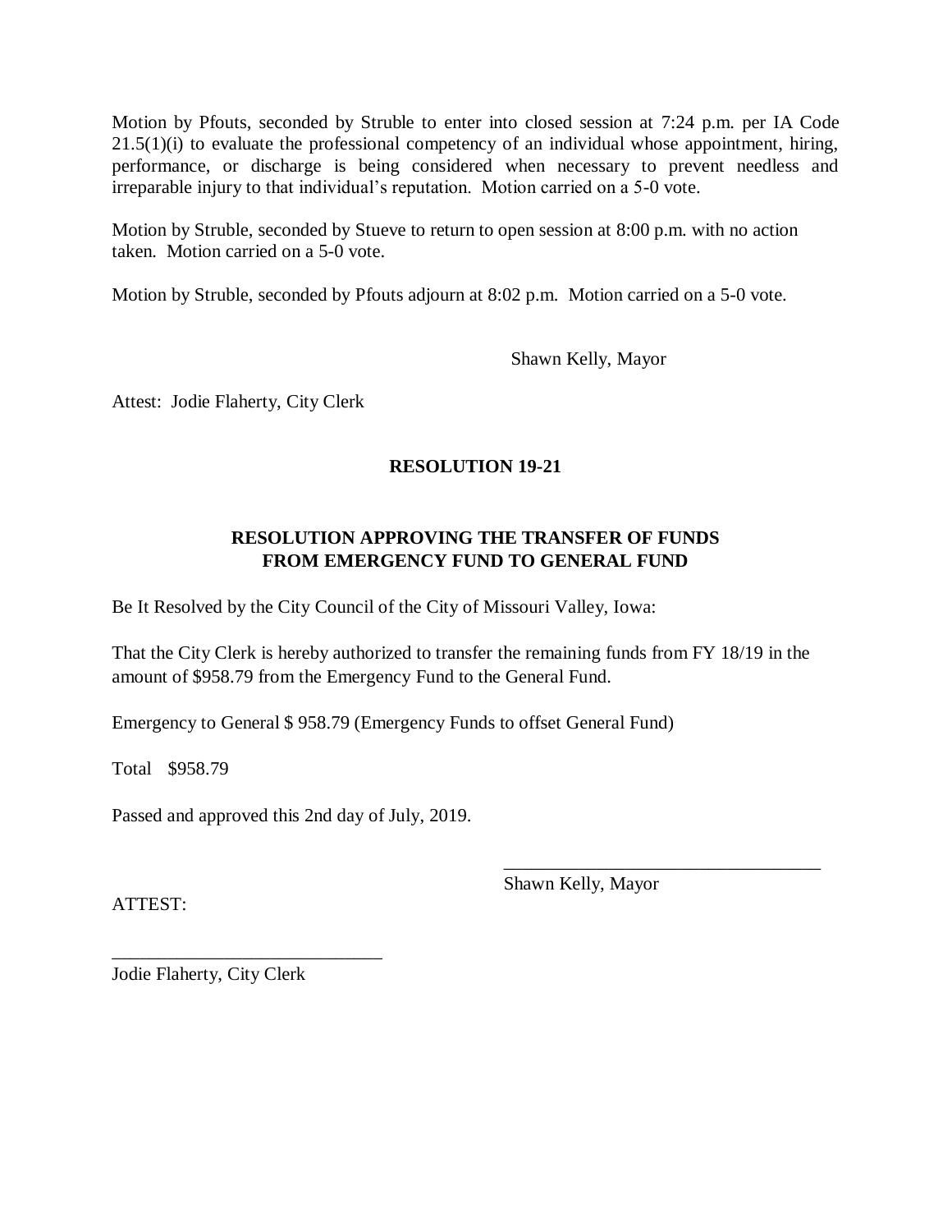Motion by Pfouts, seconded by Struble to enter into closed session at 7:24 p.m. per IA Code 21.5(1)(i) to evaluate the professional competency of an individual whose appointment, hiring, performance, or discharge is being considered when necessary to prevent needless and irreparable injury to that individual's reputation. Motion carried on a 5-0 vote.

Motion by Struble, seconded by Stueve to return to open session at 8:00 p.m. with no action taken. Motion carried on a 5-0 vote.

Motion by Struble, seconded by Pfouts adjourn at 8:02 p.m. Motion carried on a 5-0 vote.

Shawn Kelly, Mayor

Attest: Jodie Flaherty, City Clerk

**RESOLUTION 19-21**

**RESOLUTION APPROVING THE TRANSFER OF FUNDS FROM EMERGENCY FUND TO GENERAL FUND**

Be It Resolved by the City Council of the City of Missouri Valley, Iowa:

That the City Clerk is hereby authorized to transfer the remaining funds from FY 18/19 in the amount of $958.79 from the Emergency Fund to the General Fund.

Emergency to General $ 958.79 (Emergency Funds to offset General Fund)

Total $958.79

Passed and approved this 2nd day of July, 2019.

\_\_\_\_\_\_\_\_\_\_\_\_\_\_\_\_\_\_\_\_\_\_\_\_\_\_\_\_\_\_\_\_\_\_\_
Shawn Kelly, Mayor

ATTEST:

\_\_\_\_\_\_\_\_\_\_\_\_\_\_\_\_\_\_\_\_\_\_\_\_\_\_\_\_\_\_
Jodie Flaherty, City Clerk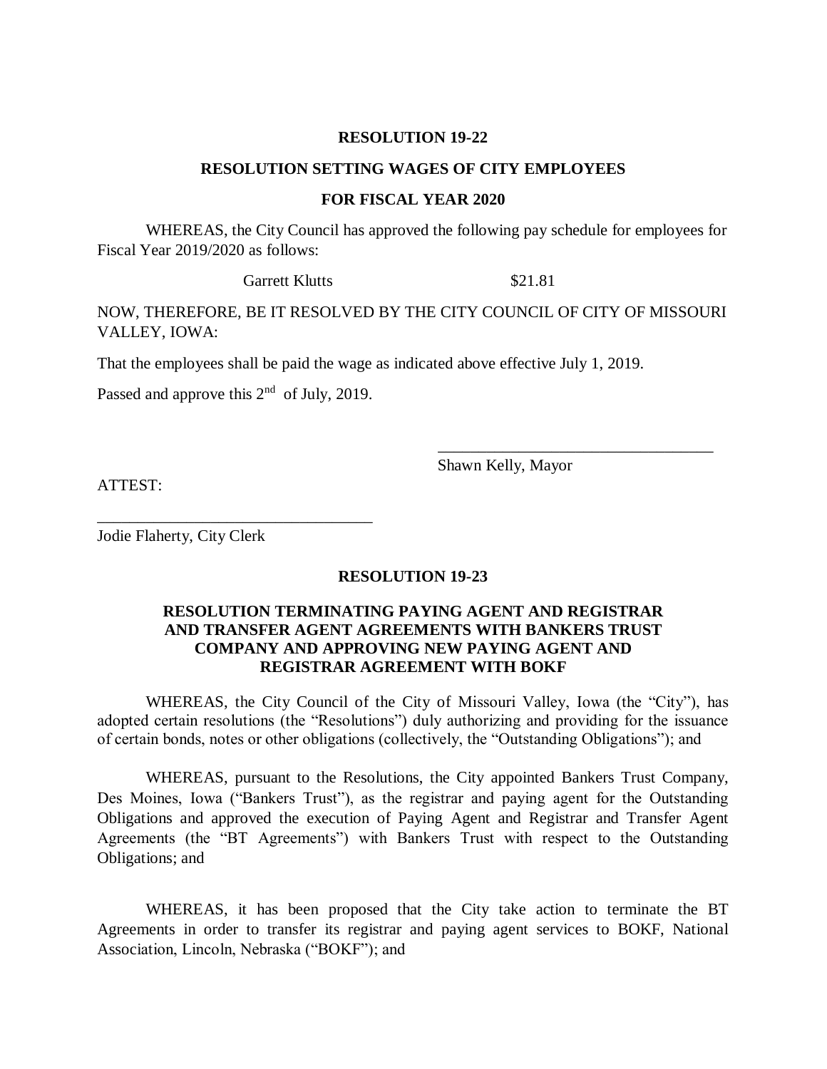**RESOLUTION 19-22**

**RESOLUTION SETTING WAGES OF CITY EMPLOYEES**

**FOR FISCAL YEAR 2020**

WHEREAS, the City Council has approved the following pay schedule for employees for Fiscal Year 2019/2020 as follows:

| | |
|---|---|
| Garrett Klutts | $21.81 |

NOW, THEREFORE, BE IT RESOLVED BY THE CITY COUNCIL OF CITY OF MISSOURI VALLEY, IOWA:

That the employees shall be paid the wage as indicated above effective July 1, 2019.

Passed and approve this 2nd of July, 2019.

\_\_\_\_\_\_\_\_\_\_\_\_\_\_\_\_\_\_\_\_\_\_\_\_\_\_\_\_\_\_\_\_\_\_\_
Shawn Kelly, Mayor

ATTEST:

\_\_\_\_\_\_\_\_\_\_\_\_\_\_\_\_\_\_\_\_\_\_\_\_\_\_\_\_\_\_\_\_\_\_\_
Jodie Flaherty, City Clerk

**RESOLUTION 19-23**

**RESOLUTION TERMINATING PAYING AGENT AND REGISTRAR AND TRANSFER AGENT AGREEMENTS WITH BANKERS TRUST COMPANY AND APPROVING NEW PAYING AGENT AND REGISTRAR AGREEMENT WITH BOKF**

WHEREAS, the City Council of the City of Missouri Valley, Iowa (the "City"), has adopted certain resolutions (the "Resolutions") duly authorizing and providing for the issuance of certain bonds, notes or other obligations (collectively, the "Outstanding Obligations"); and

WHEREAS, pursuant to the Resolutions, the City appointed Bankers Trust Company, Des Moines, Iowa ("Bankers Trust"), as the registrar and paying agent for the Outstanding Obligations and approved the execution of Paying Agent and Registrar and Transfer Agent Agreements (the "BT Agreements") with Bankers Trust with respect to the Outstanding Obligations; and

WHEREAS, it has been proposed that the City take action to terminate the BT Agreements in order to transfer its registrar and paying agent services to BOKF, National Association, Lincoln, Nebraska ("BOKF"); and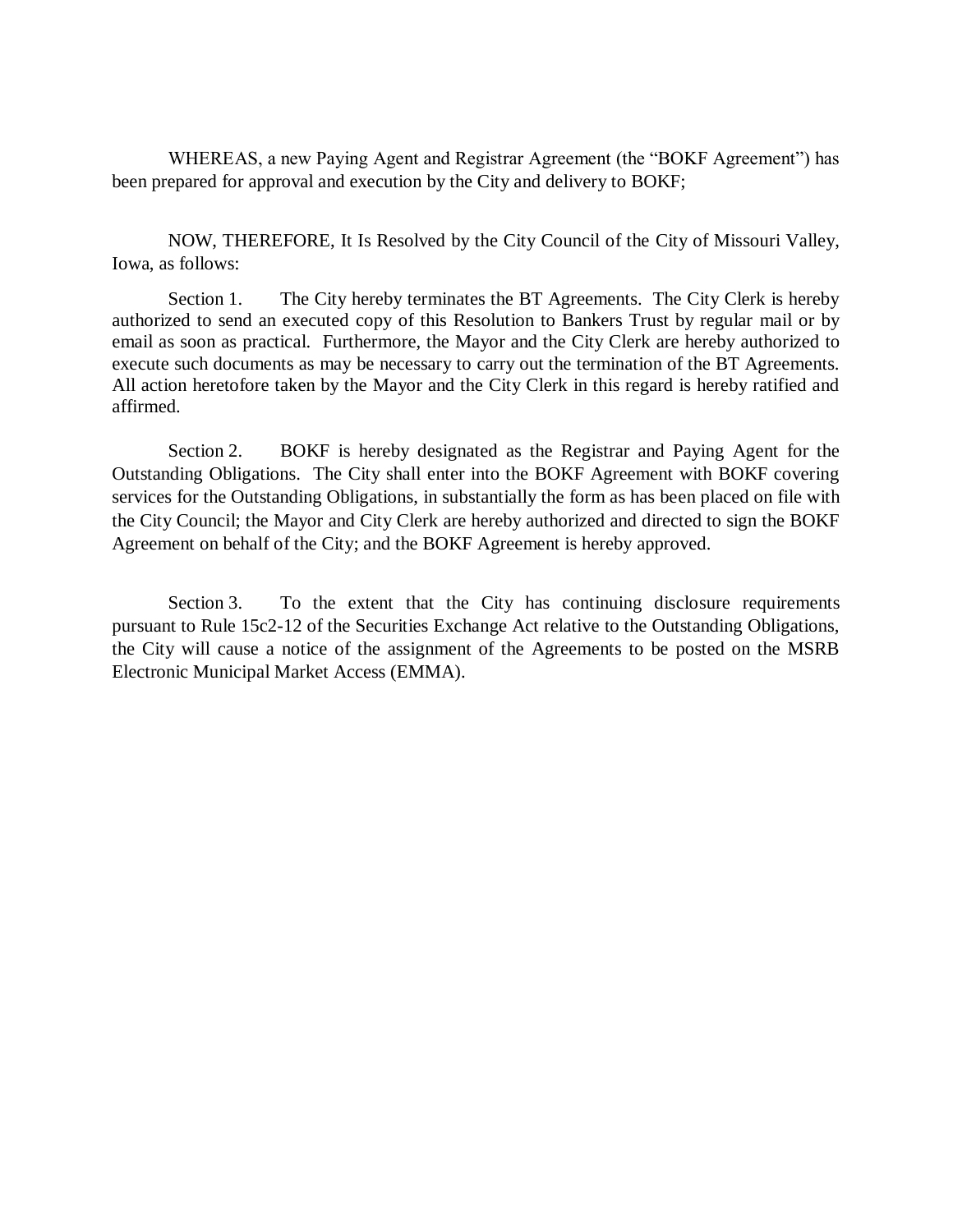WHEREAS, a new Paying Agent and Registrar Agreement (the "BOKF Agreement") has been prepared for approval and execution by the City and delivery to BOKF;

NOW, THEREFORE, It Is Resolved by the City Council of the City of Missouri Valley, Iowa, as follows:

Section 1. The City hereby terminates the BT Agreements. The City Clerk is hereby authorized to send an executed copy of this Resolution to Bankers Trust by regular mail or by email as soon as practical. Furthermore, the Mayor and the City Clerk are hereby authorized to execute such documents as may be necessary to carry out the termination of the BT Agreements. All action heretofore taken by the Mayor and the City Clerk in this regard is hereby ratified and affirmed.

Section 2. BOKF is hereby designated as the Registrar and Paying Agent for the Outstanding Obligations. The City shall enter into the BOKF Agreement with BOKF covering services for the Outstanding Obligations, in substantially the form as has been placed on file with the City Council; the Mayor and City Clerk are hereby authorized and directed to sign the BOKF Agreement on behalf of the City; and the BOKF Agreement is hereby approved.

Section 3. To the extent that the City has continuing disclosure requirements pursuant to Rule 15c2-12 of the Securities Exchange Act relative to the Outstanding Obligations, the City will cause a notice of the assignment of the Agreements to be posted on the MSRB Electronic Municipal Market Access (EMMA).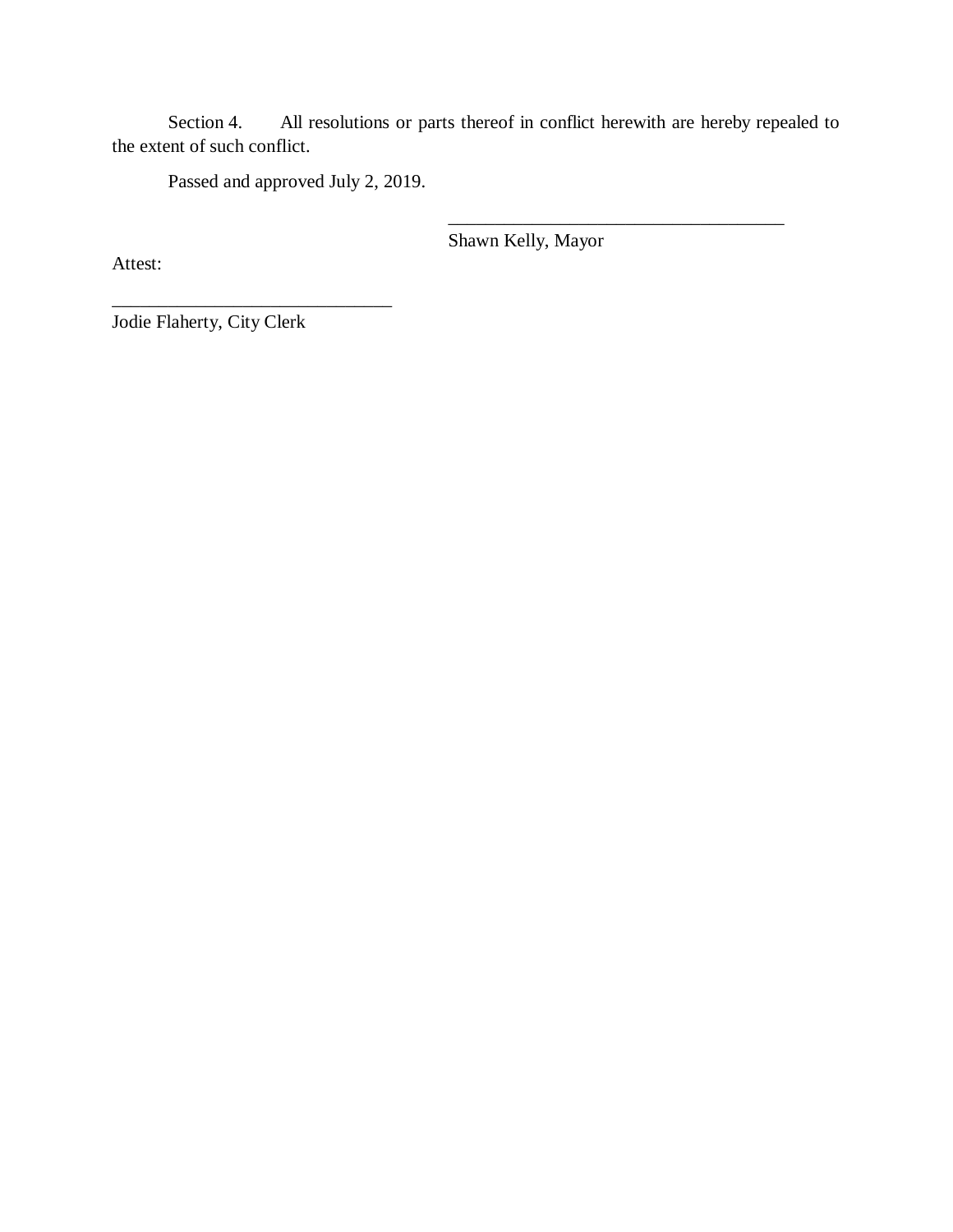Section 4. All resolutions or parts thereof in conflict herewith are hereby repealed to the extent of such conflict.

Passed and approved July 2, 2019.

_____________________________________
Shawn Kelly, Mayor

Attest:

_____________________________
Jodie Flaherty, City Clerk